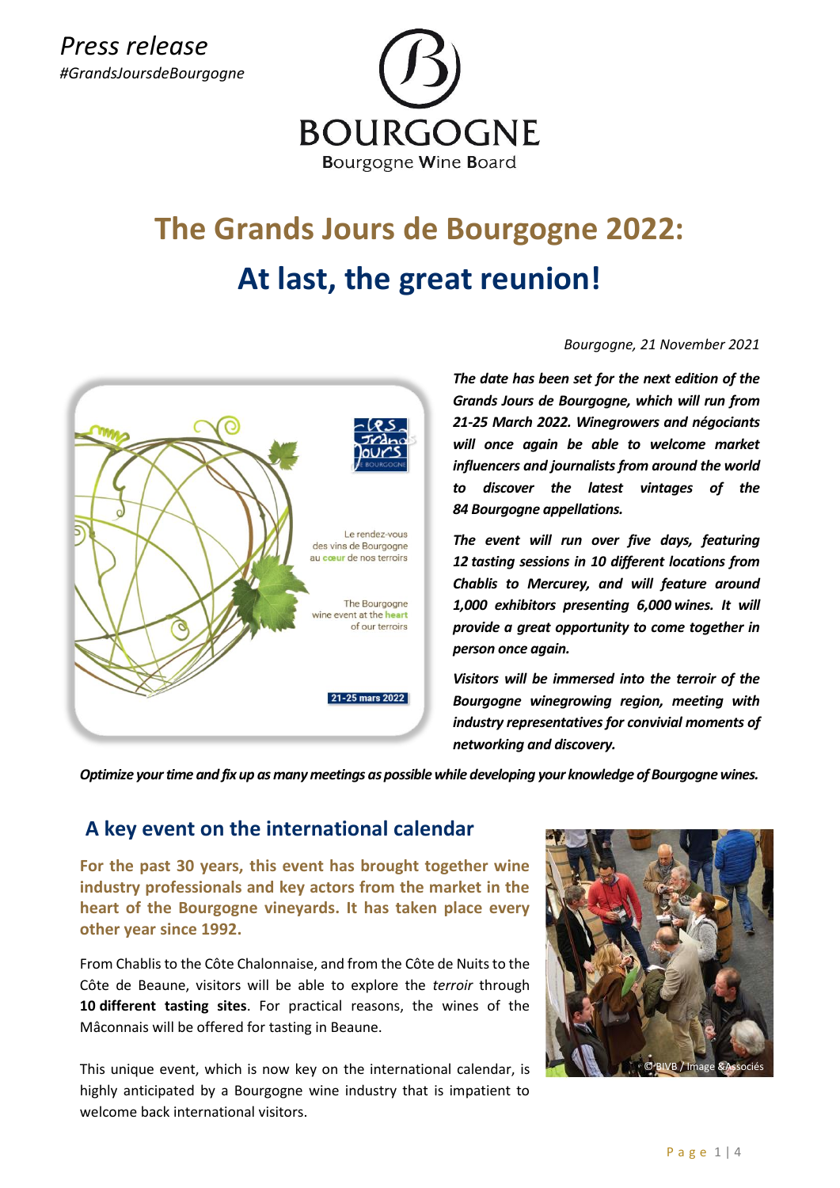*Press release*
*#GrandsJoursdeBourgogne*

BOURGOGNE
Bourgogne Wine Board

# The Grands Jours de Bourgogne 2022: At last, the great reunion!

*Bourgogne, 21 November 2021*

***The date has been set for the next edition of the Grands Jours de Bourgogne, which will run from 21-25 March 2022. Winegrowers and négociants will once again be able to welcome market influencers and journalists from around the world to discover the latest vintages of the 84 Bourgogne appellations.***

***The event will run over five days, featuring 12 tasting sessions in 10 different locations from Chablis to Mercurey, and will feature around 1,000 exhibitors presenting 6,000 wines. It will provide a great opportunity to come together in person once again.***

***Visitors will be immersed into the terroir of the Bourgogne winegrowing region, meeting with industry representatives for convivial moments of networking and discovery.***

***Optimize your time and fix up as many meetings as possible while developing your knowledge of Bourgogne wines.***

## A key event on the international calendar

**For the past 30 years, this event has brought together wine industry professionals and key actors from the market in the heart of the Bourgogne vineyards. It has taken place every other year since 1992.**

From Chablis to the Côte Chalonnaise, and from the Côte de Nuits to the Côte de Beaune, visitors will be able to explore the *terroir* through **10 different tasting sites**. For practical reasons, the wines of the Mâconnais will be offered for tasting in Beaune.

This unique event, which is now key on the international calendar, is highly anticipated by a Bourgogne wine industry that is impatient to welcome back international visitors.

©BIVB / Image &Associés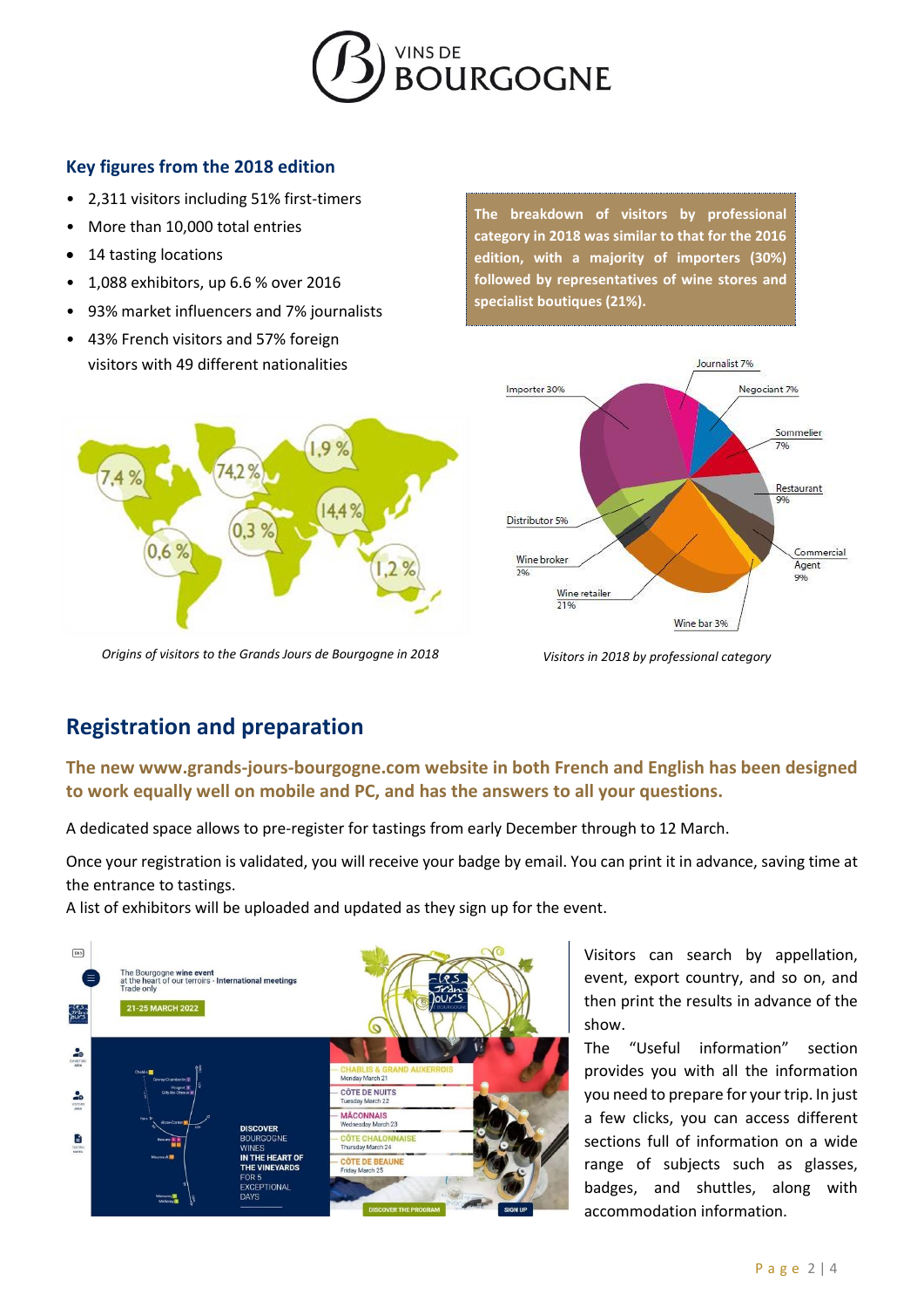## Key figures from the 2018 edition

- 2,311 visitors including 51% first-timers
- More than 10,000 total entries
- 14 tasting locations
- 1,088 exhibitors, up 6.6 % over 2016
- 93% market influencers and 7% journalists
- 43% French visitors and 57% foreign visitors with 49 different nationalities

**The breakdown of visitors by professional category in 2018 was similar to that for the 2016 edition, with a majority of importers (30%) followed by representatives of wine stores and specialist boutiques (21%).**

*Origins of visitors to the Grands Jours de Bourgogne in 2018*

*Visitors in 2018 by professional category*

## Registration and preparation

**The new www.grands-jours-bourgogne.com website in both French and English has been designed to work equally well on mobile and PC, and has the answers to all your questions.**

A dedicated space allows to pre-register for tastings from early December through to 12 March.

Once your registration is validated, you will receive your badge by email. You can print it in advance, saving time at the entrance to tastings.

A list of exhibitors will be uploaded and updated as they sign up for the event.

Visitors can search by appellation, event, export country, and so on, and then print the results in advance of the show.

The "Useful information" section provides you with all the information you need to prepare for your trip. In just a few clicks, you can access different sections full of information on a wide range of subjects such as glasses, badges, and shuttles, along with accommodation information.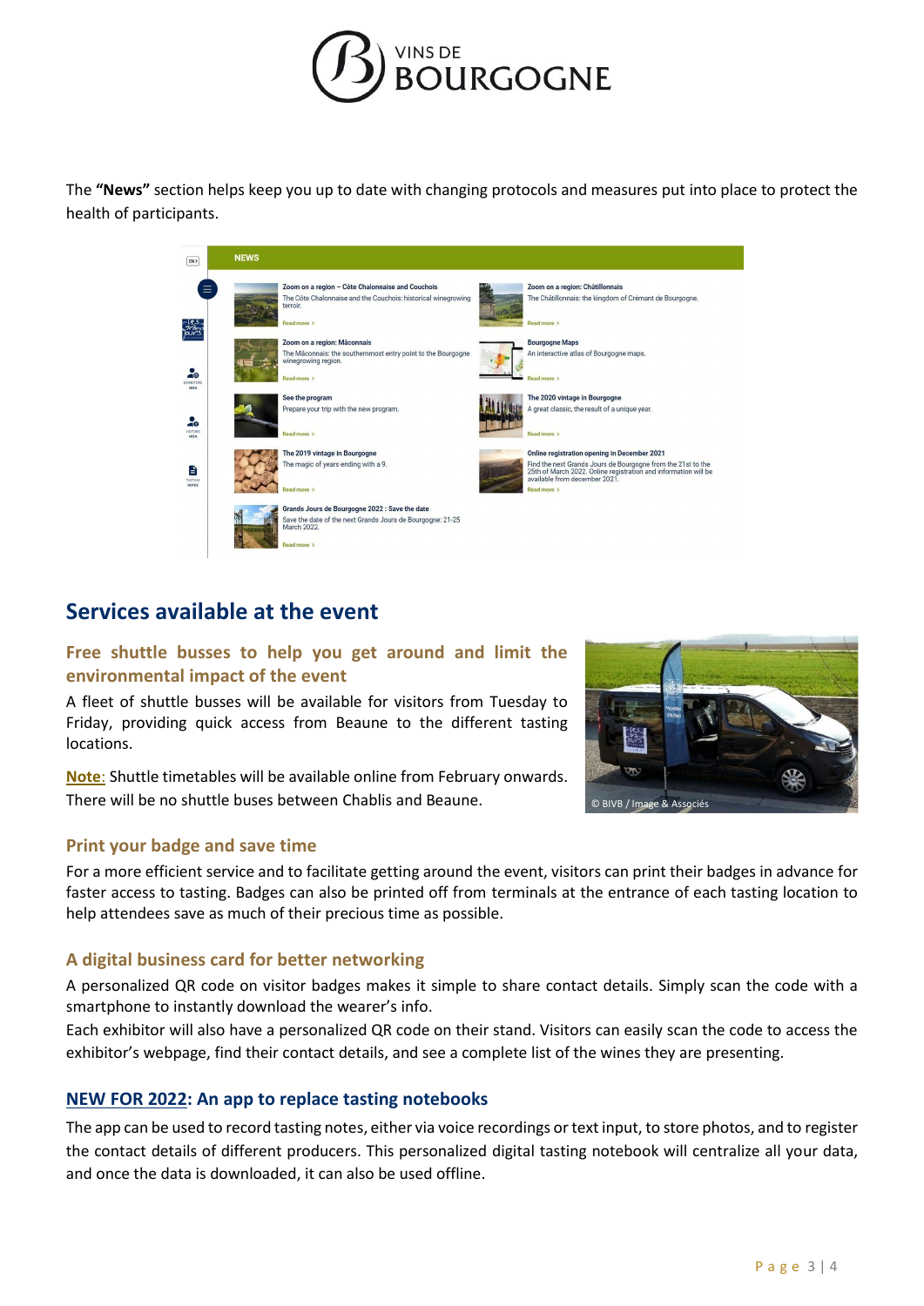The **"News"** section helps keep you up to date with changing protocols and measures put into place to protect the health of participants.

## Services available at the event

### Free shuttle busses to help you get around and limit the environmental impact of the event

A fleet of shuttle busses will be available for visitors from Tuesday to Friday, providing quick access from Beaune to the different tasting locations.

Note: Shuttle timetables will be available online from February onwards. There will be no shuttle buses between Chablis and Beaune.

© BIVB / Image & Associés

### Print your badge and save time

For a more efficient service and to facilitate getting around the event, visitors can print their badges in advance for faster access to tasting. Badges can also be printed off from terminals at the entrance of each tasting location to help attendees save as much of their precious time as possible.

### A digital business card for better networking

A personalized QR code on visitor badges makes it simple to share contact details. Simply scan the code with a smartphone to instantly download the wearer's info.

Each exhibitor will also have a personalized QR code on their stand. Visitors can easily scan the code to access the exhibitor's webpage, find their contact details, and see a complete list of the wines they are presenting.

### NEW FOR 2022: An app to replace tasting notebooks

The app can be used to record tasting notes, either via voice recordings or text input, to store photos, and to register the contact details of different producers. This personalized digital tasting notebook will centralize all your data, and once the data is downloaded, it can also be used offline.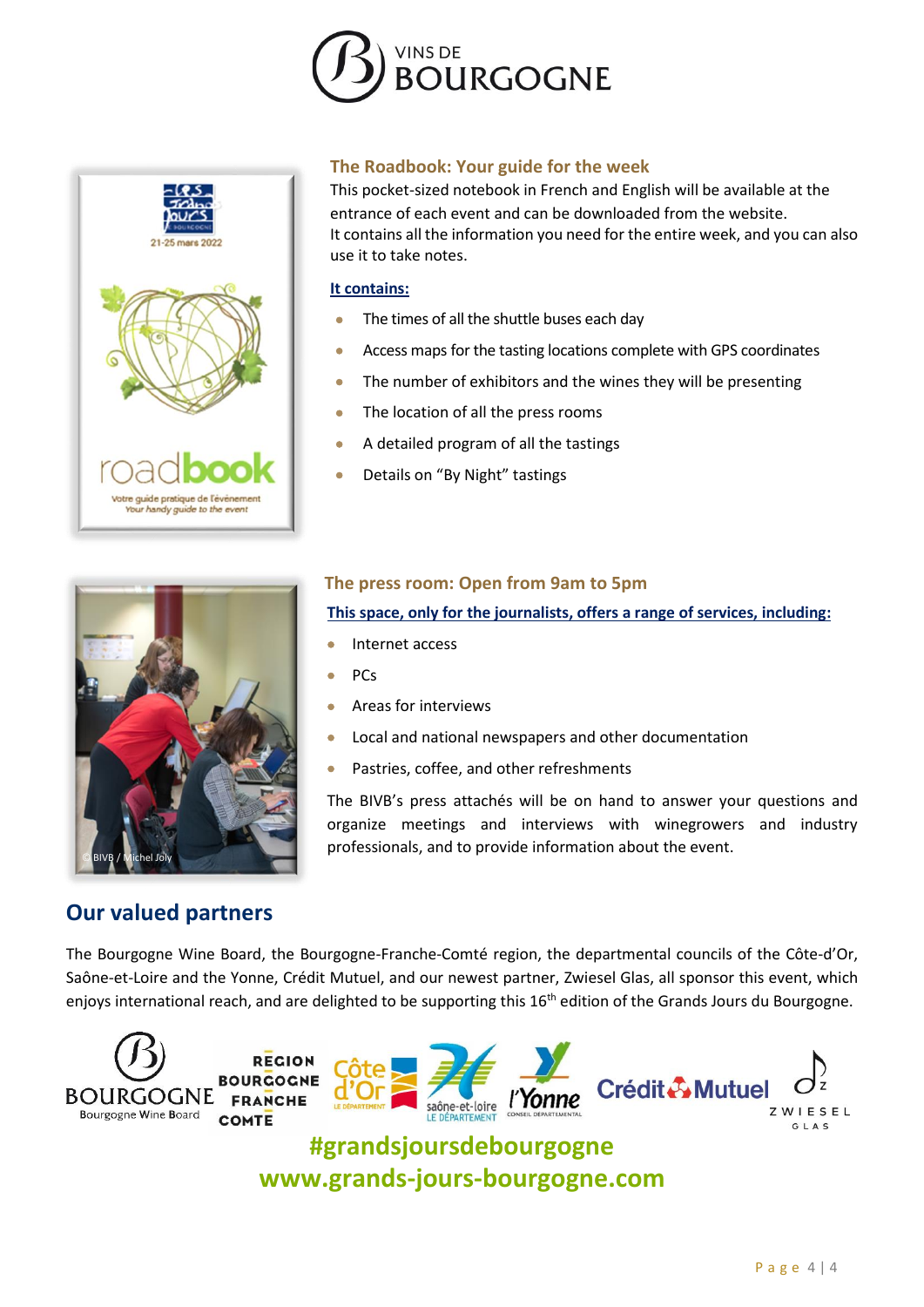### The Roadbook: Your guide for the week

This pocket-sized notebook in French and English will be available at the entrance of each event and can be downloaded from the website.
It contains all the information you need for the entire week, and you can also use it to take notes.

**It contains:**

- The times of all the shuttle buses each day
- Access maps for the tasting locations complete with GPS coordinates
- The number of exhibitors and the wines they will be presenting
- The location of all the press rooms
- A detailed program of all the tastings
- Details on "By Night" tastings

### The press room: Open from 9am to 5pm

**This space, only for the journalists, offers a range of services, including:**

- Internet access
- PCs
- Areas for interviews
- Local and national newspapers and other documentation
- Pastries, coffee, and other refreshments

The BIVB's press attachés will be on hand to answer your questions and organize meetings and interviews with winegrowers and industry professionals, and to provide information about the event.

© BIVB / Michel Joly

## Our valued partners

The Bourgogne Wine Board, the Bourgogne-Franche-Comté region, the departmental councils of the Côte-d'Or, Saône-et-Loire and the Yonne, Crédit Mutuel, and our newest partner, Zwiesel Glas, all sponsor this event, which enjoys international reach, and are delighted to be supporting this 16th edition of the Grands Jours du Bourgogne.

**#grandsjoursdebourgogne**
**www.grands-jours-bourgogne.com**